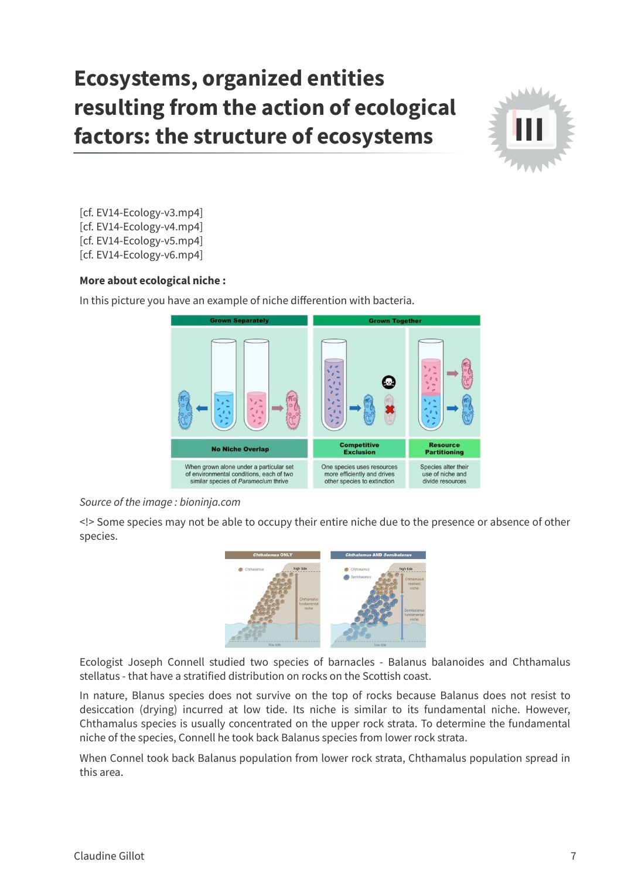# Ecosystems, organized entities resulting from the action of ecological factors: the structure of ecosystems

[cf. EV14-Ecology-v3.mp4]
[cf. EV14-Ecology-v4.mp4]
[cf. EV14-Ecology-v5.mp4]
[cf. EV14-Ecology-v6.mp4]

**More about ecological niche :**

In this picture you have an example of niche differention with bacteria.

*Source of the image : bioninja.com*

<!> Some species may not be able to occupy their entire niche due to the presence or absence of other species.

Ecologist Joseph Connell studied two species of barnacles - Balanus balanoides and Chthamalus stellatus - that have a stratified distribution on rocks on the Scottish coast.

In nature, Blanus species does not survive on the top of rocks because Balanus does not resist to desiccation (drying) incurred at low tide. Its niche is similar to its fundamental niche. However, Chthamalus species is usually concentrated on the upper rock strata. To determine the fundamental niche of the species, Connell he took back Balanus species from lower rock strata.

When Connel took back Balanus population from lower rock strata, Chthamalus population spread in this area.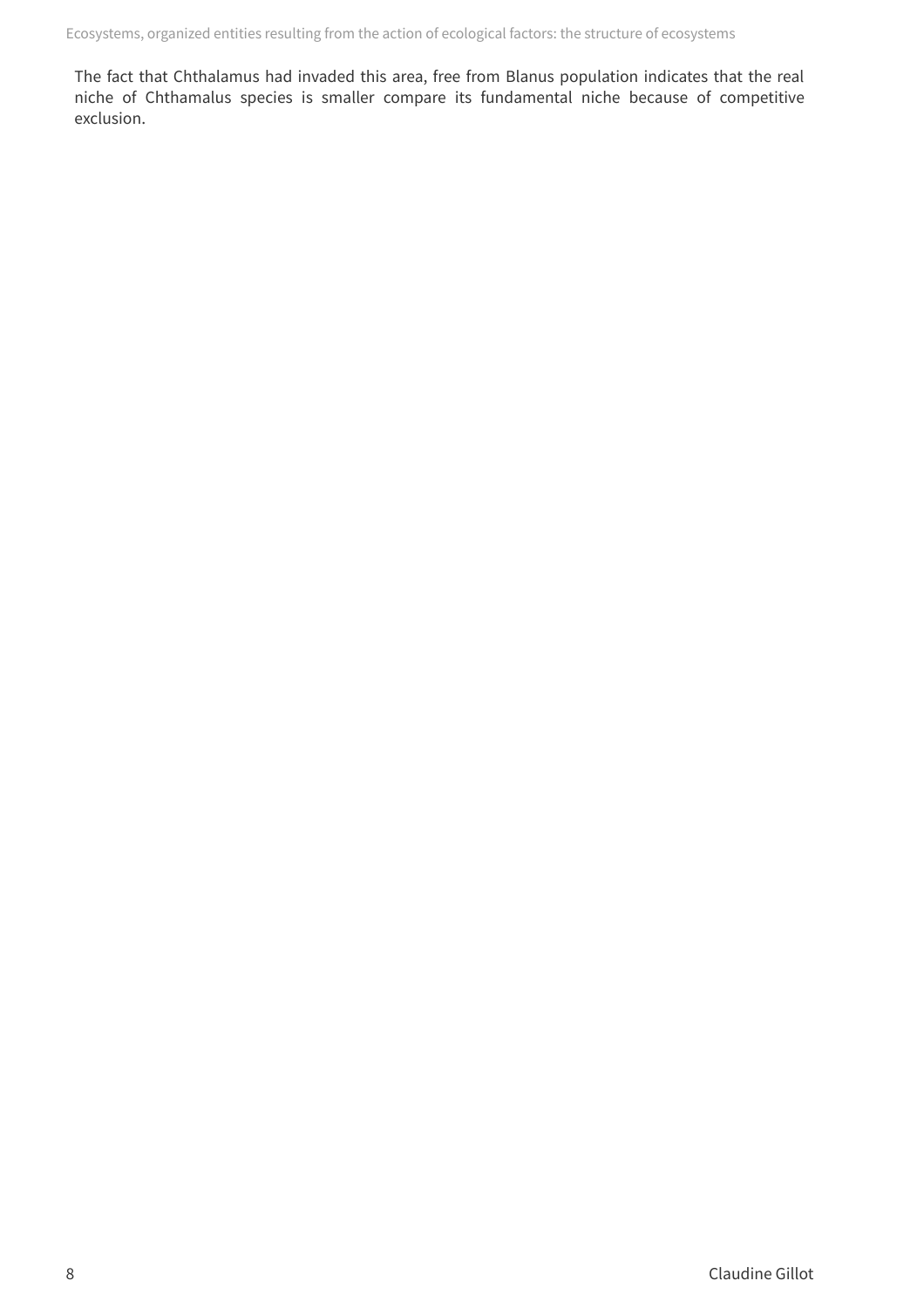The fact that Chthalamus had invaded this area, free from Blanus population indicates that the real niche of Chthamalus species is smaller compare its fundamental niche because of competitive exclusion.